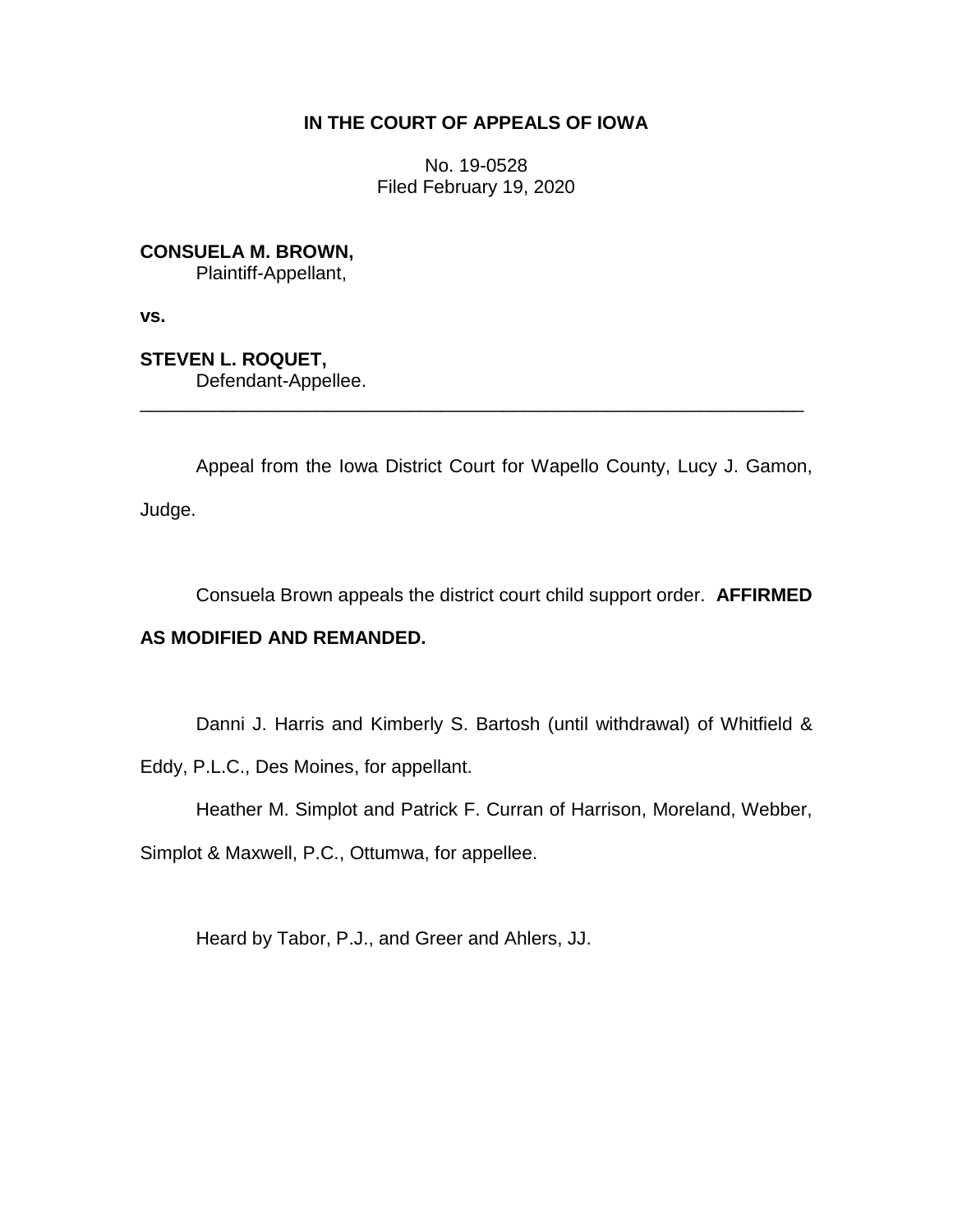**IN THE COURT OF APPEALS OF IOWA**

No. 19-0528
Filed February 19, 2020

**CONSUELA M. BROWN,**
Plaintiff-Appellant,

**vs.**

**STEVEN L. ROQUET,**
Defendant-Appellee.

---

Appeal from the Iowa District Court for Wapello County, Lucy J. Gamon, Judge.

Consuela Brown appeals the district court child support order. **AFFIRMED AS MODIFIED AND REMANDED.**

Danni J. Harris and Kimberly S. Bartosh (until withdrawal) of Whitfield & Eddy, P.L.C., Des Moines, for appellant.

Heather M. Simplot and Patrick F. Curran of Harrison, Moreland, Webber, Simplot & Maxwell, P.C., Ottumwa, for appellee.

Heard by Tabor, P.J., and Greer and Ahlers, JJ.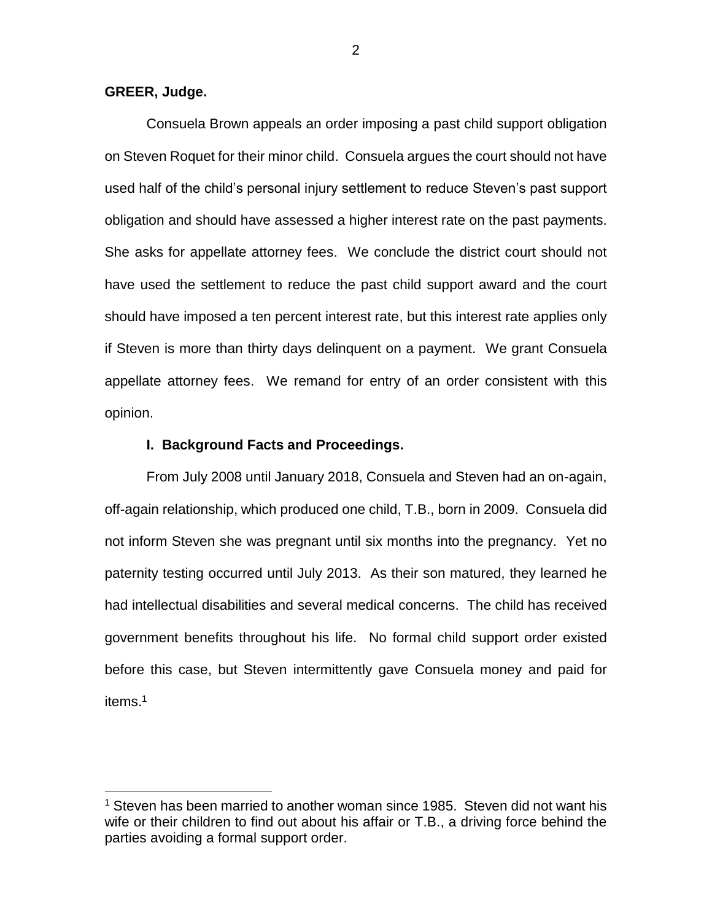**GREER, Judge.**

Consuela Brown appeals an order imposing a past child support obligation on Steven Roquet for their minor child. Consuela argues the court should not have used half of the child's personal injury settlement to reduce Steven's past support obligation and should have assessed a higher interest rate on the past payments. She asks for appellate attorney fees. We conclude the district court should not have used the settlement to reduce the past child support award and the court should have imposed a ten percent interest rate, but this interest rate applies only if Steven is more than thirty days delinquent on a payment. We grant Consuela appellate attorney fees. We remand for entry of an order consistent with this opinion.

**I. Background Facts and Proceedings.**

From July 2008 until January 2018, Consuela and Steven had an on-again, off-again relationship, which produced one child, T.B., born in 2009. Consuela did not inform Steven she was pregnant until six months into the pregnancy. Yet no paternity testing occurred until July 2013. As their son matured, they learned he had intellectual disabilities and several medical concerns. The child has received government benefits throughout his life. No formal child support order existed before this case, but Steven intermittently gave Consuela money and paid for items.[1]

[1] Steven has been married to another woman since 1985. Steven did not want his wife or their children to find out about his affair or T.B., a driving force behind the parties avoiding a formal support order.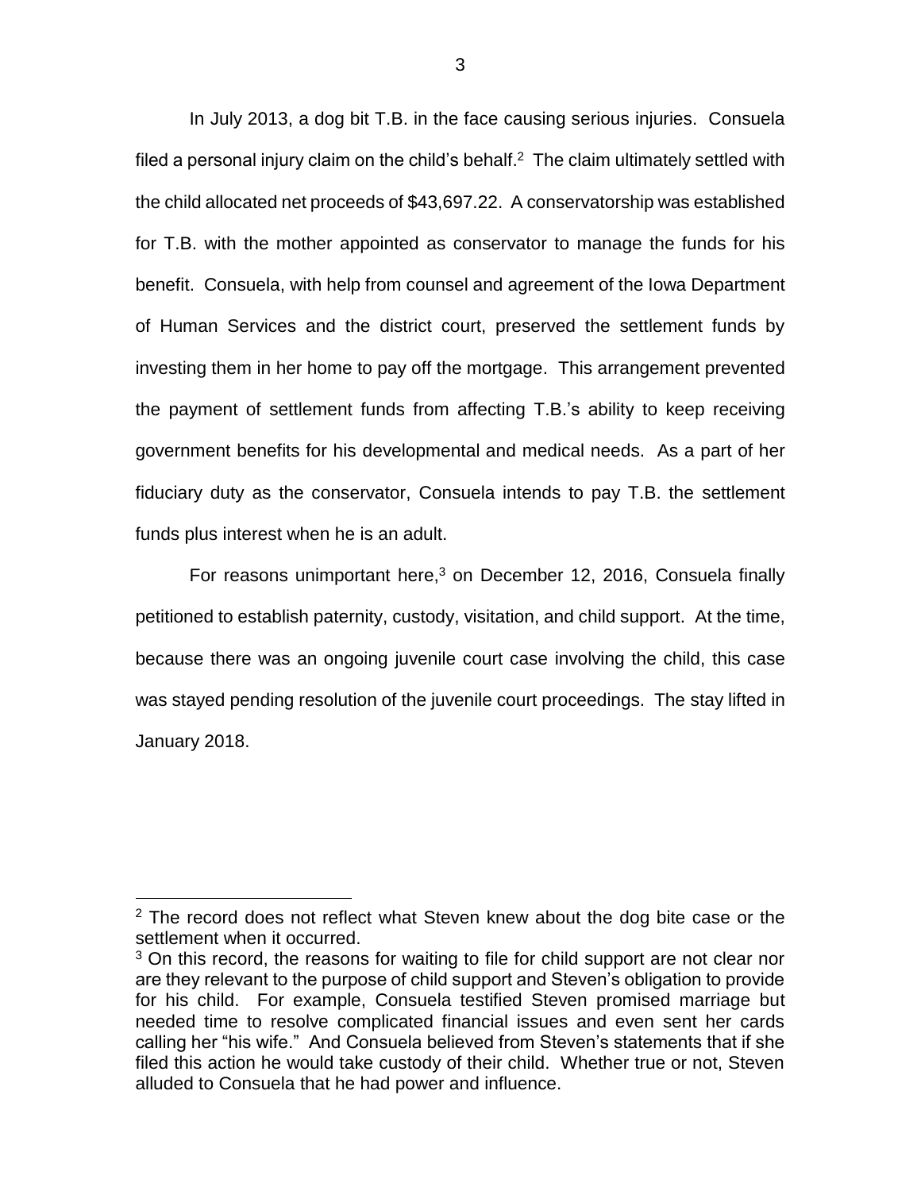In July 2013, a dog bit T.B. in the face causing serious injuries. Consuela filed a personal injury claim on the child's behalf.[2] The claim ultimately settled with the child allocated net proceeds of $43,697.22. A conservatorship was established for T.B. with the mother appointed as conservator to manage the funds for his benefit. Consuela, with help from counsel and agreement of the Iowa Department of Human Services and the district court, preserved the settlement funds by investing them in her home to pay off the mortgage. This arrangement prevented the payment of settlement funds from affecting T.B.'s ability to keep receiving government benefits for his developmental and medical needs. As a part of her fiduciary duty as the conservator, Consuela intends to pay T.B. the settlement funds plus interest when he is an adult.

For reasons unimportant here,[3] on December 12, 2016, Consuela finally petitioned to establish paternity, custody, visitation, and child support. At the time, because there was an ongoing juvenile court case involving the child, this case was stayed pending resolution of the juvenile court proceedings. The stay lifted in January 2018.

---

[2] The record does not reflect what Steven knew about the dog bite case or the settlement when it occurred.

[3] On this record, the reasons for waiting to file for child support are not clear nor are they relevant to the purpose of child support and Steven's obligation to provide for his child. For example, Consuela testified Steven promised marriage but needed time to resolve complicated financial issues and even sent her cards calling her "his wife." And Consuela believed from Steven's statements that if she filed this action he would take custody of their child. Whether true or not, Steven alluded to Consuela that he had power and influence.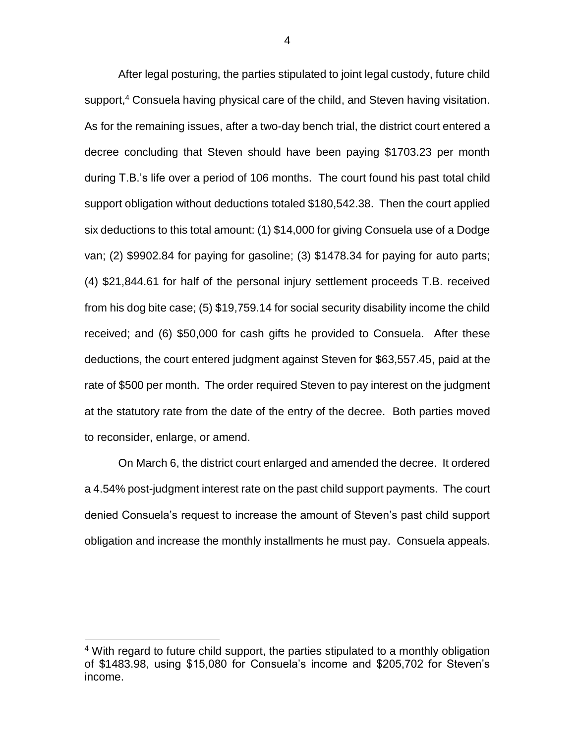After legal posturing, the parties stipulated to joint legal custody, future child support,[4] Consuela having physical care of the child, and Steven having visitation. As for the remaining issues, after a two-day bench trial, the district court entered a decree concluding that Steven should have been paying $1703.23 per month during T.B.'s life over a period of 106 months. The court found his past total child support obligation without deductions totaled $180,542.38. Then the court applied six deductions to this total amount: (1) $14,000 for giving Consuela use of a Dodge van; (2) $9902.84 for paying for gasoline; (3) $1478.34 for paying for auto parts; (4) $21,844.61 for half of the personal injury settlement proceeds T.B. received from his dog bite case; (5) $19,759.14 for social security disability income the child received; and (6) $50,000 for cash gifts he provided to Consuela. After these deductions, the court entered judgment against Steven for $63,557.45, paid at the rate of $500 per month. The order required Steven to pay interest on the judgment at the statutory rate from the date of the entry of the decree. Both parties moved to reconsider, enlarge, or amend.

On March 6, the district court enlarged and amended the decree. It ordered a 4.54% post-judgment interest rate on the past child support payments. The court denied Consuela's request to increase the amount of Steven's past child support obligation and increase the monthly installments he must pay. Consuela appeals.

[4] With regard to future child support, the parties stipulated to a monthly obligation of $1483.98, using $15,080 for Consuela's income and $205,702 for Steven's income.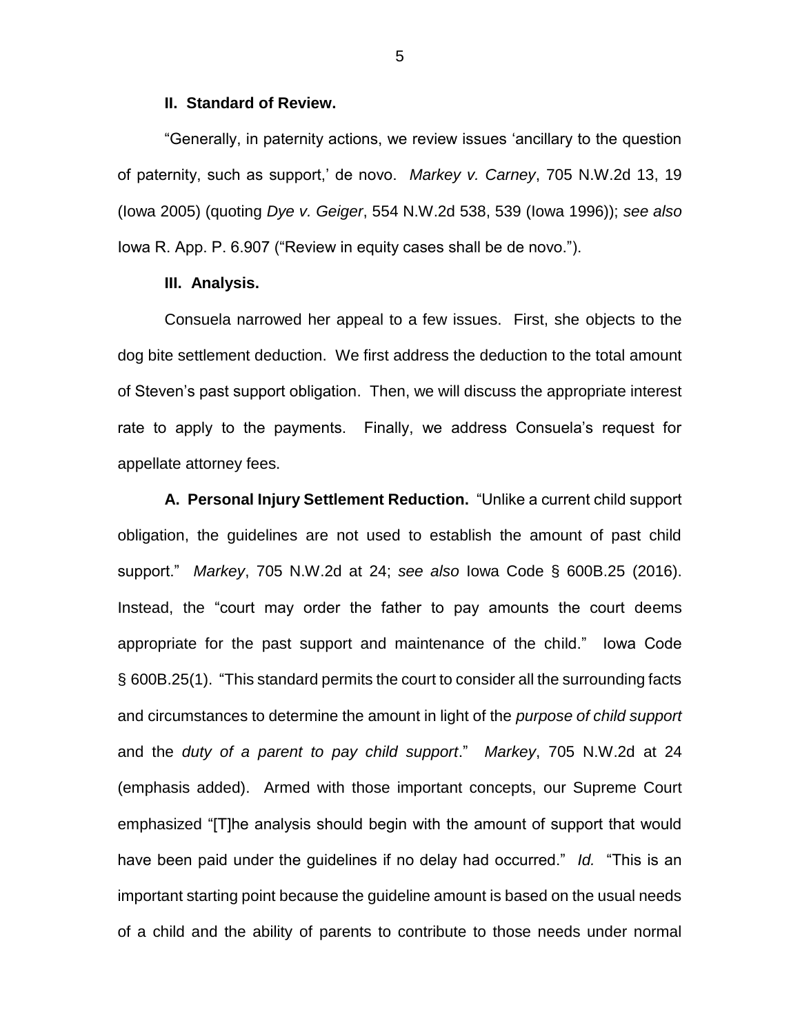**II. Standard of Review.**

"Generally, in paternity actions, we review issues 'ancillary to the question of paternity, such as support,' de novo. *Markey v. Carney*, 705 N.W.2d 13, 19 (Iowa 2005) (quoting *Dye v. Geiger*, 554 N.W.2d 538, 539 (Iowa 1996)); *see also* Iowa R. App. P. 6.907 ("Review in equity cases shall be de novo.").

**III. Analysis.**

Consuela narrowed her appeal to a few issues. First, she objects to the dog bite settlement deduction. We first address the deduction to the total amount of Steven's past support obligation. Then, we will discuss the appropriate interest rate to apply to the payments. Finally, we address Consuela's request for appellate attorney fees.

**A. Personal Injury Settlement Reduction.** "Unlike a current child support obligation, the guidelines are not used to establish the amount of past child support." *Markey*, 705 N.W.2d at 24; *see also* Iowa Code § 600B.25 (2016). Instead, the "court may order the father to pay amounts the court deems appropriate for the past support and maintenance of the child." Iowa Code § 600B.25(1). "This standard permits the court to consider all the surrounding facts and circumstances to determine the amount in light of the *purpose of child support* and the *duty of a parent to pay child support*." *Markey*, 705 N.W.2d at 24 (emphasis added). Armed with those important concepts, our Supreme Court emphasized "[T]he analysis should begin with the amount of support that would have been paid under the guidelines if no delay had occurred." *Id.* "This is an important starting point because the guideline amount is based on the usual needs of a child and the ability of parents to contribute to those needs under normal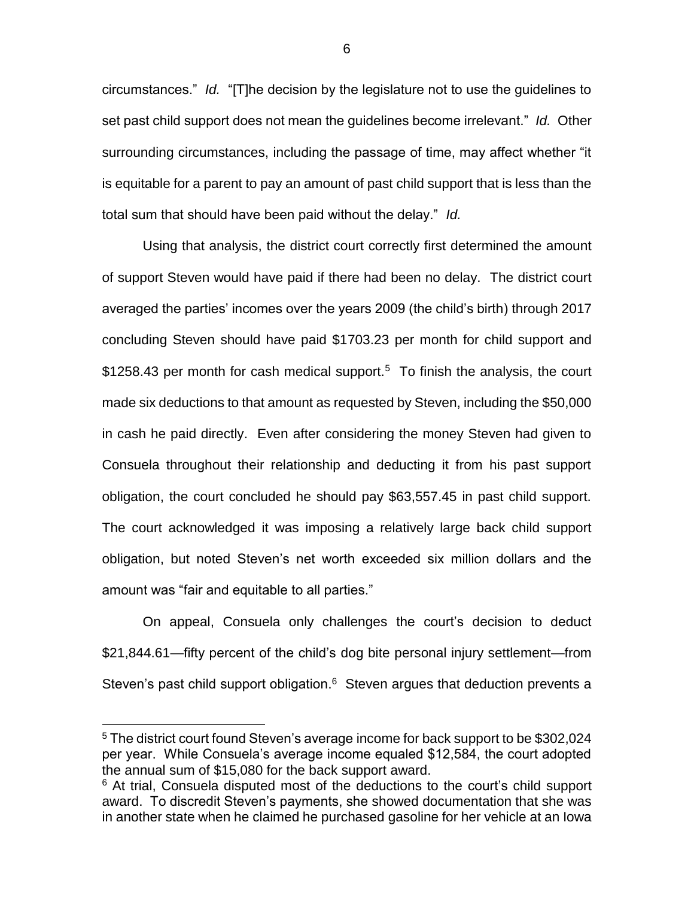circumstances." *Id.* "[T]he decision by the legislature not to use the guidelines to set past child support does not mean the guidelines become irrelevant." *Id.* Other surrounding circumstances, including the passage of time, may affect whether "it is equitable for a parent to pay an amount of past child support that is less than the total sum that should have been paid without the delay." *Id.*

Using that analysis, the district court correctly first determined the amount of support Steven would have paid if there had been no delay. The district court averaged the parties' incomes over the years 2009 (the child's birth) through 2017 concluding Steven should have paid $1703.23 per month for child support and $1258.43 per month for cash medical support.[5] To finish the analysis, the court made six deductions to that amount as requested by Steven, including the $50,000 in cash he paid directly. Even after considering the money Steven had given to Consuela throughout their relationship and deducting it from his past support obligation, the court concluded he should pay $63,557.45 in past child support. The court acknowledged it was imposing a relatively large back child support obligation, but noted Steven's net worth exceeded six million dollars and the amount was "fair and equitable to all parties."

On appeal, Consuela only challenges the court's decision to deduct $21,844.61—fifty percent of the child's dog bite personal injury settlement—from Steven's past child support obligation.[6] Steven argues that deduction prevents a

---

[5] The district court found Steven's average income for back support to be $302,024 per year. While Consuela's average income equaled $12,584, the court adopted the annual sum of $15,080 for the back support award.

[6] At trial, Consuela disputed most of the deductions to the court's child support award. To discredit Steven's payments, she showed documentation that she was in another state when he claimed he purchased gasoline for her vehicle at an Iowa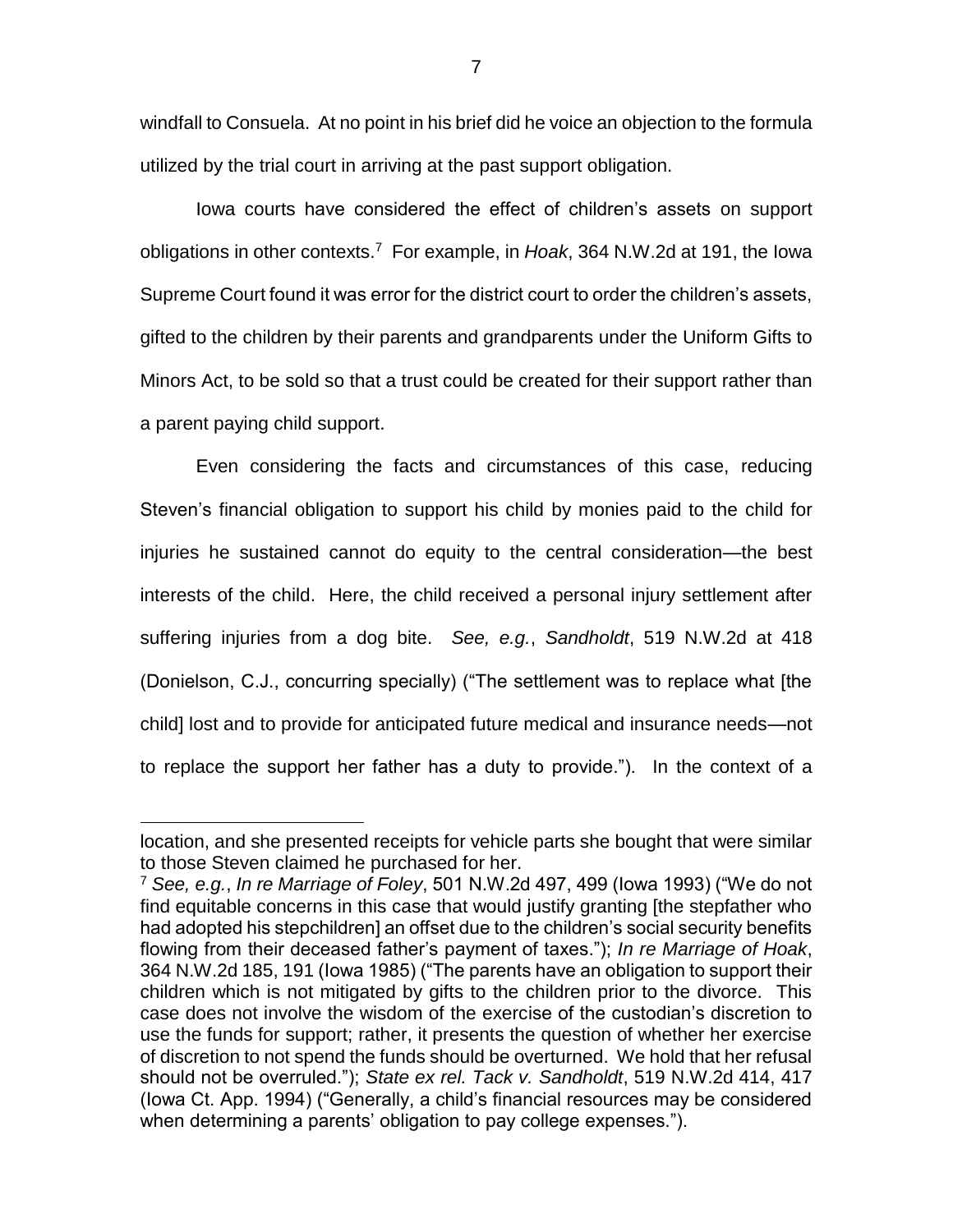windfall to Consuela. At no point in his brief did he voice an objection to the formula utilized by the trial court in arriving at the past support obligation.

Iowa courts have considered the effect of children's assets on support obligations in other contexts.[7] For example, in *Hoak*, 364 N.W.2d at 191, the Iowa Supreme Court found it was error for the district court to order the children's assets, gifted to the children by their parents and grandparents under the Uniform Gifts to Minors Act, to be sold so that a trust could be created for their support rather than a parent paying child support.

Even considering the facts and circumstances of this case, reducing Steven's financial obligation to support his child by monies paid to the child for injuries he sustained cannot do equity to the central consideration—the best interests of the child. Here, the child received a personal injury settlement after suffering injuries from a dog bite. *See, e.g.*, *Sandholdt*, 519 N.W.2d at 418 (Donielson, C.J., concurring specially) ("The settlement was to replace what [the child] lost and to provide for anticipated future medical and insurance needs—not to replace the support her father has a duty to provide."). In the context of a

---

location, and she presented receipts for vehicle parts she bought that were similar to those Steven claimed he purchased for her.

[7] *See, e.g.*, *In re Marriage of Foley*, 501 N.W.2d 497, 499 (Iowa 1993) ("We do not find equitable concerns in this case that would justify granting [the stepfather who had adopted his stepchildren] an offset due to the children's social security benefits flowing from their deceased father's payment of taxes."); *In re Marriage of Hoak*, 364 N.W.2d 185, 191 (Iowa 1985) ("The parents have an obligation to support their children which is not mitigated by gifts to the children prior to the divorce. This case does not involve the wisdom of the exercise of the custodian's discretion to use the funds for support; rather, it presents the question of whether her exercise of discretion to not spend the funds should be overturned. We hold that her refusal should not be overruled."); *State ex rel. Tack v. Sandholdt*, 519 N.W.2d 414, 417 (Iowa Ct. App. 1994) ("Generally, a child's financial resources may be considered when determining a parents' obligation to pay college expenses.").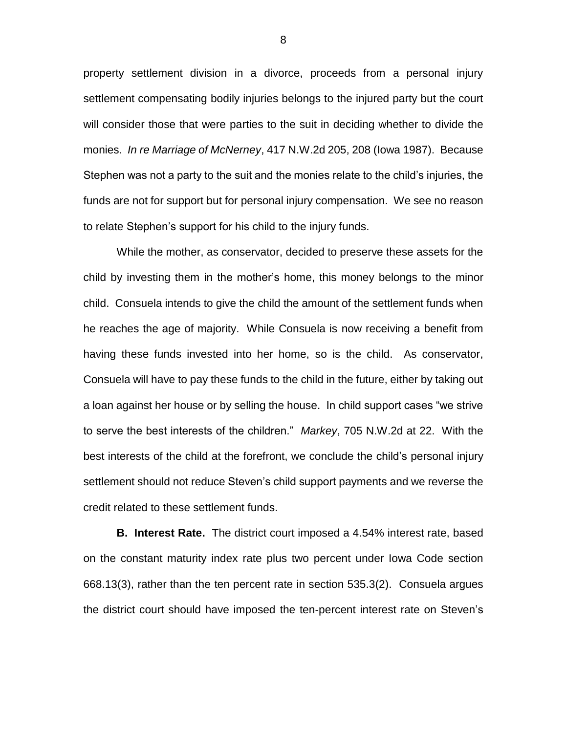property settlement division in a divorce, proceeds from a personal injury settlement compensating bodily injuries belongs to the injured party but the court will consider those that were parties to the suit in deciding whether to divide the monies. *In re Marriage of McNerney*, 417 N.W.2d 205, 208 (Iowa 1987). Because Stephen was not a party to the suit and the monies relate to the child's injuries, the funds are not for support but for personal injury compensation. We see no reason to relate Stephen's support for his child to the injury funds.

While the mother, as conservator, decided to preserve these assets for the child by investing them in the mother's home, this money belongs to the minor child. Consuela intends to give the child the amount of the settlement funds when he reaches the age of majority. While Consuela is now receiving a benefit from having these funds invested into her home, so is the child. As conservator, Consuela will have to pay these funds to the child in the future, either by taking out a loan against her house or by selling the house. In child support cases "we strive to serve the best interests of the children." *Markey*, 705 N.W.2d at 22. With the best interests of the child at the forefront, we conclude the child's personal injury settlement should not reduce Steven's child support payments and we reverse the credit related to these settlement funds.

**B. Interest Rate.** The district court imposed a 4.54% interest rate, based on the constant maturity index rate plus two percent under Iowa Code section 668.13(3), rather than the ten percent rate in section 535.3(2). Consuela argues the district court should have imposed the ten-percent interest rate on Steven's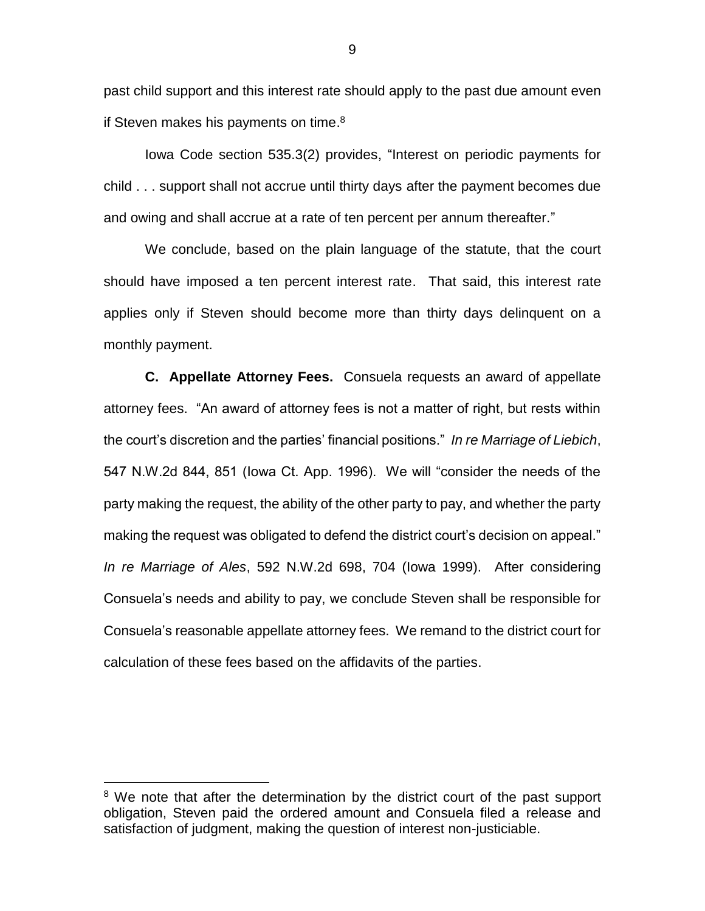past child support and this interest rate should apply to the past due amount even if Steven makes his payments on time.[8]

Iowa Code section 535.3(2) provides, "Interest on periodic payments for child . . . support shall not accrue until thirty days after the payment becomes due and owing and shall accrue at a rate of ten percent per annum thereafter."

We conclude, based on the plain language of the statute, that the court should have imposed a ten percent interest rate. That said, this interest rate applies only if Steven should become more than thirty days delinquent on a monthly payment.

**C. Appellate Attorney Fees.** Consuela requests an award of appellate attorney fees. "An award of attorney fees is not a matter of right, but rests within the court's discretion and the parties' financial positions." *In re Marriage of Liebich*, 547 N.W.2d 844, 851 (Iowa Ct. App. 1996). We will "consider the needs of the party making the request, the ability of the other party to pay, and whether the party making the request was obligated to defend the district court's decision on appeal." *In re Marriage of Ales*, 592 N.W.2d 698, 704 (Iowa 1999). After considering Consuela's needs and ability to pay, we conclude Steven shall be responsible for Consuela's reasonable appellate attorney fees. We remand to the district court for calculation of these fees based on the affidavits of the parties.

---

[8] We note that after the determination by the district court of the past support obligation, Steven paid the ordered amount and Consuela filed a release and satisfaction of judgment, making the question of interest non-justiciable.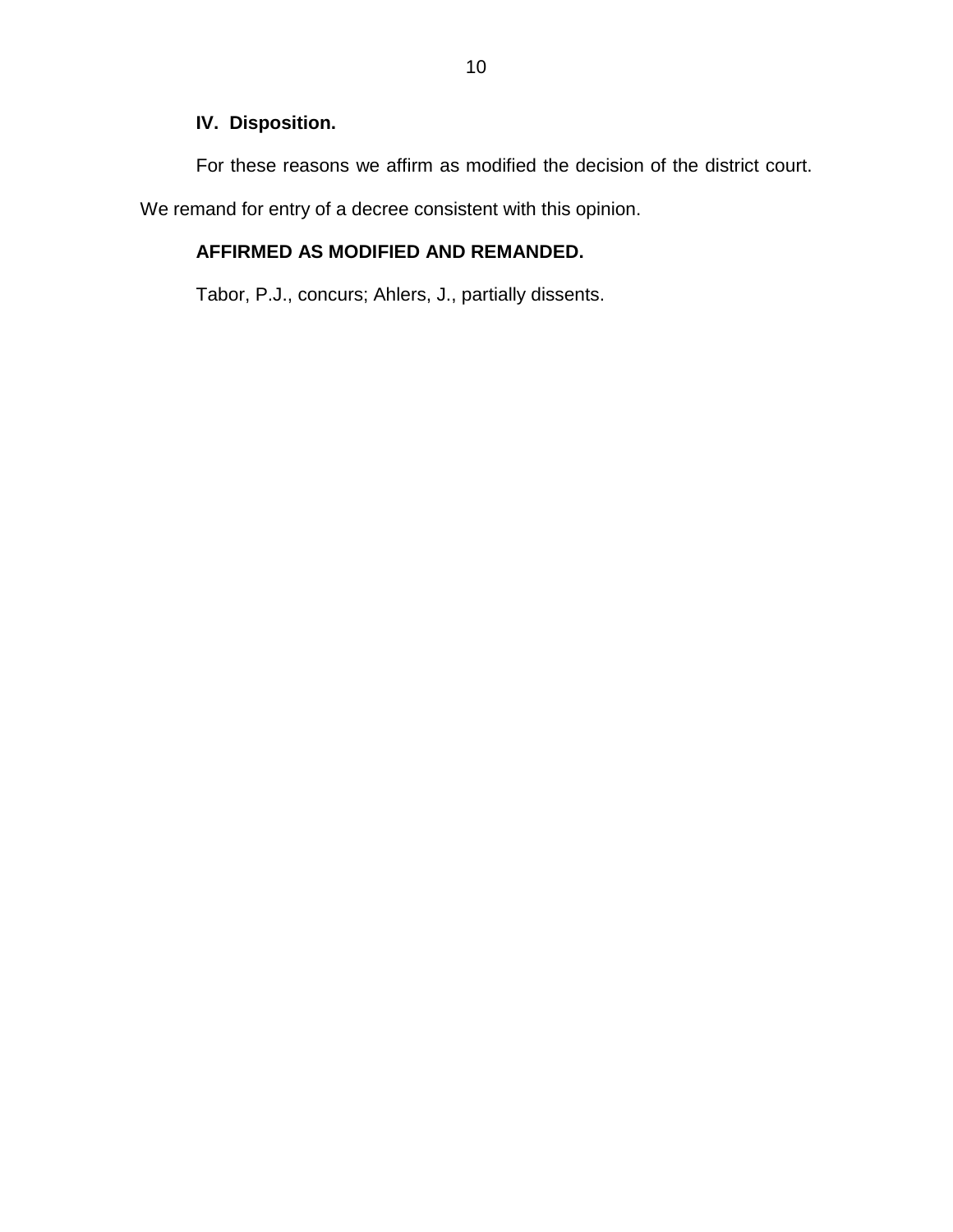### IV. Disposition.

For these reasons we affirm as modified the decision of the district court. We remand for entry of a decree consistent with this opinion.

**AFFIRMED AS MODIFIED AND REMANDED.**

Tabor, P.J., concurs; Ahlers, J., partially dissents.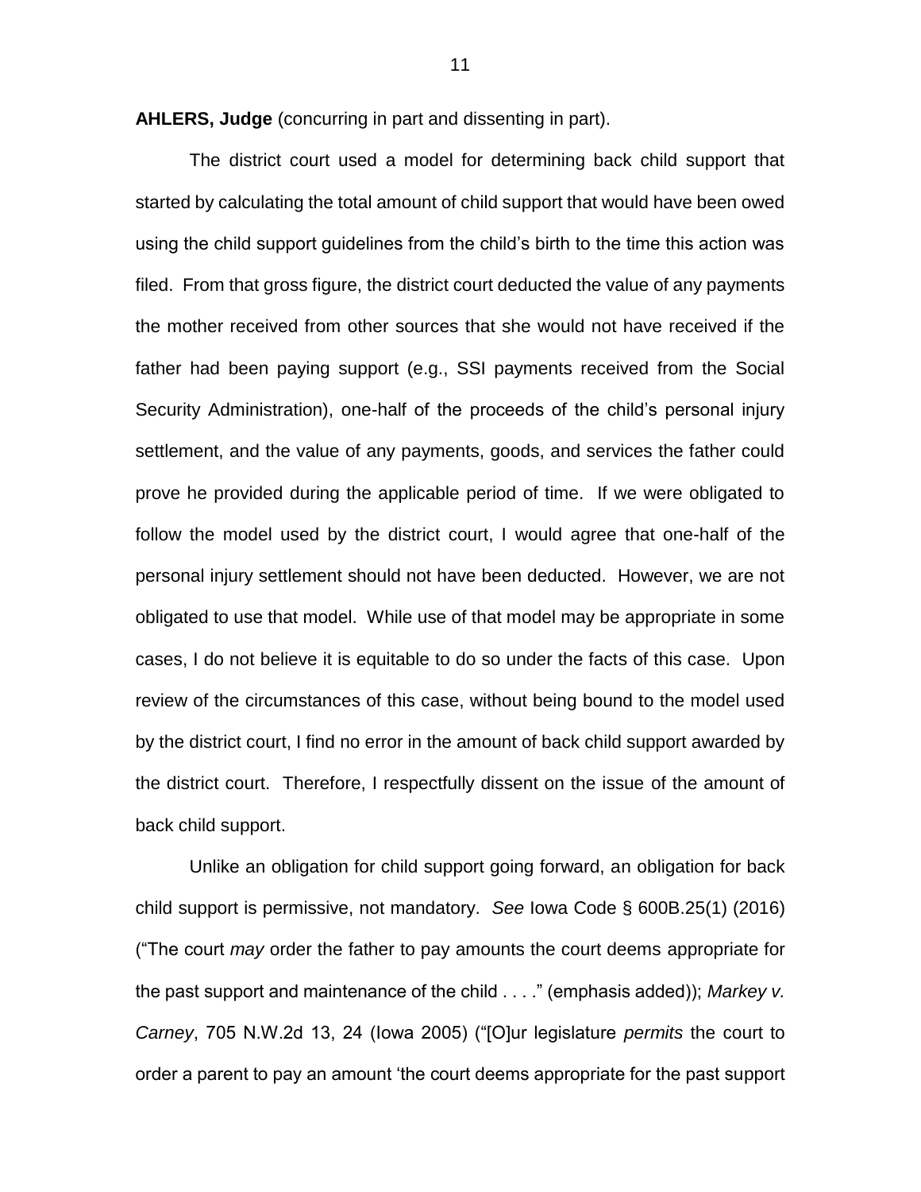**AHLERS, Judge** (concurring in part and dissenting in part).

The district court used a model for determining back child support that started by calculating the total amount of child support that would have been owed using the child support guidelines from the child's birth to the time this action was filed. From that gross figure, the district court deducted the value of any payments the mother received from other sources that she would not have received if the father had been paying support (e.g., SSI payments received from the Social Security Administration), one-half of the proceeds of the child's personal injury settlement, and the value of any payments, goods, and services the father could prove he provided during the applicable period of time. If we were obligated to follow the model used by the district court, I would agree that one-half of the personal injury settlement should not have been deducted. However, we are not obligated to use that model. While use of that model may be appropriate in some cases, I do not believe it is equitable to do so under the facts of this case. Upon review of the circumstances of this case, without being bound to the model used by the district court, I find no error in the amount of back child support awarded by the district court. Therefore, I respectfully dissent on the issue of the amount of back child support.

Unlike an obligation for child support going forward, an obligation for back child support is permissive, not mandatory. *See* Iowa Code § 600B.25(1) (2016) ("The court *may* order the father to pay amounts the court deems appropriate for the past support and maintenance of the child . . . ." (emphasis added)); *Markey v. Carney*, 705 N.W.2d 13, 24 (Iowa 2005) ("[O]ur legislature *permits* the court to order a parent to pay an amount 'the court deems appropriate for the past support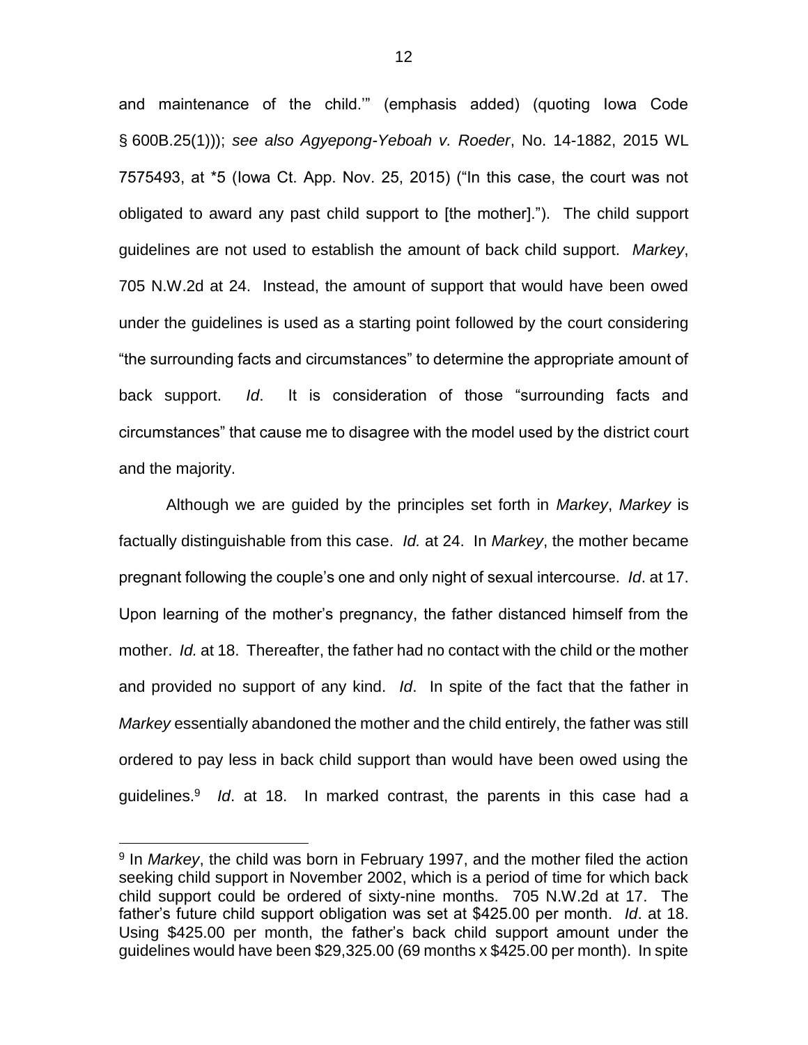and maintenance of the child.'" (emphasis added) (quoting Iowa Code § 600B.25(1))); *see also Agyepong-Yeboah v. Roeder*, No. 14-1882, 2015 WL 7575493, at *5 (Iowa Ct. App. Nov. 25, 2015) ("In this case, the court was not obligated to award any past child support to [the mother]."). The child support guidelines are not used to establish the amount of back child support. *Markey*, 705 N.W.2d at 24. Instead, the amount of support that would have been owed under the guidelines is used as a starting point followed by the court considering "the surrounding facts and circumstances" to determine the appropriate amount of back support. *Id*. It is consideration of those "surrounding facts and circumstances" that cause me to disagree with the model used by the district court and the majority.

Although we are guided by the principles set forth in *Markey*, *Markey* is factually distinguishable from this case. *Id.* at 24. In *Markey*, the mother became pregnant following the couple's one and only night of sexual intercourse. *Id*. at 17. Upon learning of the mother's pregnancy, the father distanced himself from the mother. *Id.* at 18. Thereafter, the father had no contact with the child or the mother and provided no support of any kind. *Id*. In spite of the fact that the father in *Markey* essentially abandoned the mother and the child entirely, the father was still ordered to pay less in back child support than would have been owed using the guidelines.[9] *Id*. at 18. In marked contrast, the parents in this case had a

[9] In *Markey*, the child was born in February 1997, and the mother filed the action seeking child support in November 2002, which is a period of time for which back child support could be ordered of sixty-nine months. 705 N.W.2d at 17. The father's future child support obligation was set at $425.00 per month. *Id*. at 18. Using $425.00 per month, the father's back child support amount under the guidelines would have been $29,325.00 (69 months x $425.00 per month). In spite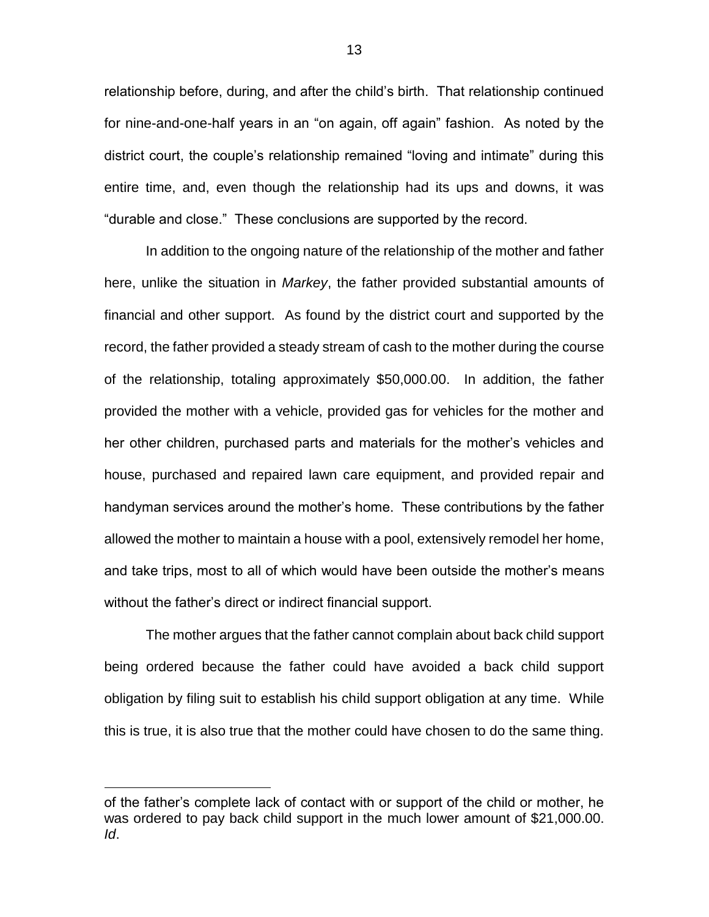relationship before, during, and after the child's birth. That relationship continued for nine-and-one-half years in an "on again, off again" fashion. As noted by the district court, the couple's relationship remained "loving and intimate" during this entire time, and, even though the relationship had its ups and downs, it was "durable and close." These conclusions are supported by the record.

In addition to the ongoing nature of the relationship of the mother and father here, unlike the situation in *Markey*, the father provided substantial amounts of financial and other support. As found by the district court and supported by the record, the father provided a steady stream of cash to the mother during the course of the relationship, totaling approximately $50,000.00. In addition, the father provided the mother with a vehicle, provided gas for vehicles for the mother and her other children, purchased parts and materials for the mother's vehicles and house, purchased and repaired lawn care equipment, and provided repair and handyman services around the mother's home. These contributions by the father allowed the mother to maintain a house with a pool, extensively remodel her home, and take trips, most to all of which would have been outside the mother's means without the father's direct or indirect financial support.

The mother argues that the father cannot complain about back child support being ordered because the father could have avoided a back child support obligation by filing suit to establish his child support obligation at any time. While this is true, it is also true that the mother could have chosen to do the same thing.

---

of the father's complete lack of contact with or support of the child or mother, he was ordered to pay back child support in the much lower amount of $21,000.00. *Id*.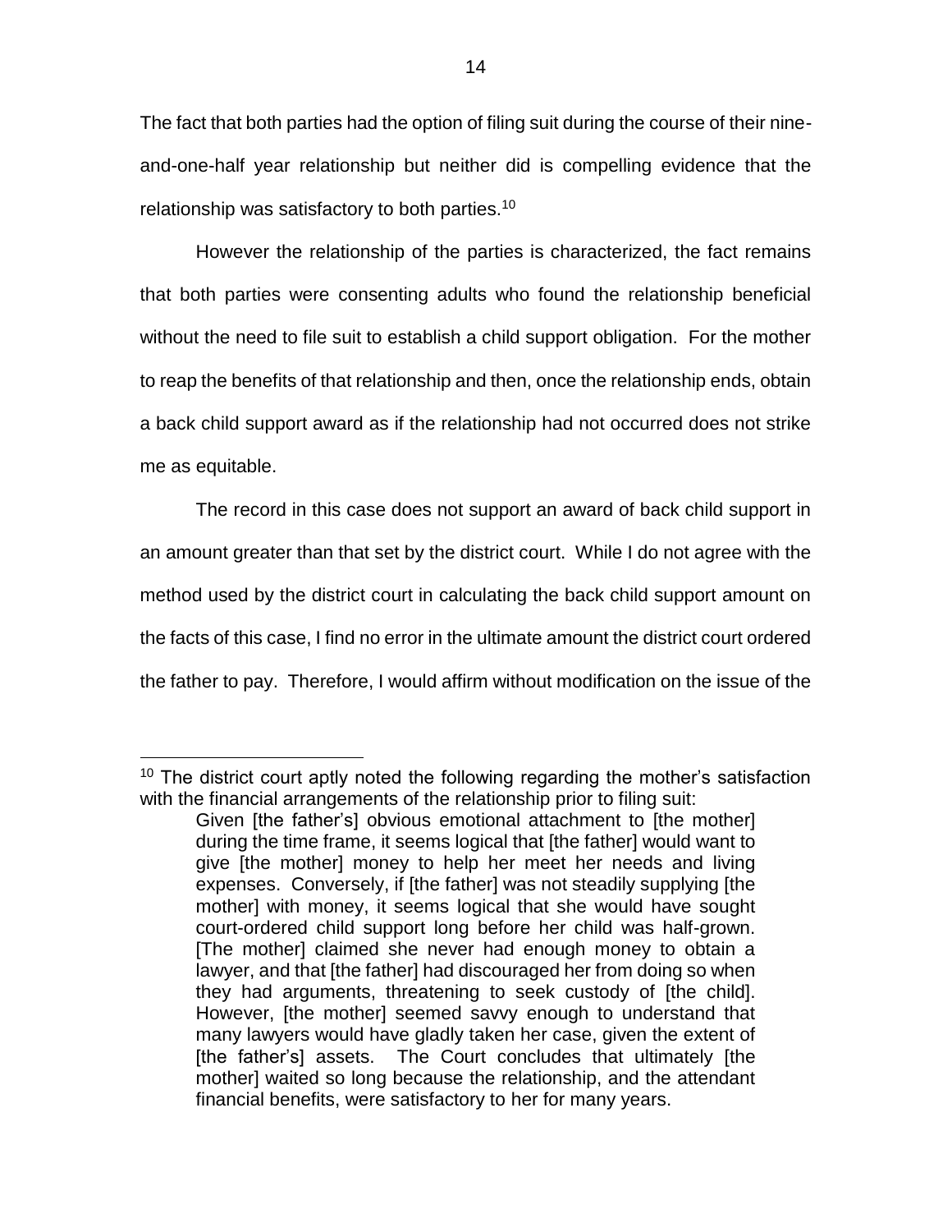The fact that both parties had the option of filing suit during the course of their nine-and-one-half year relationship but neither did is compelling evidence that the relationship was satisfactory to both parties.[10]

However the relationship of the parties is characterized, the fact remains that both parties were consenting adults who found the relationship beneficial without the need to file suit to establish a child support obligation. For the mother to reap the benefits of that relationship and then, once the relationship ends, obtain a back child support award as if the relationship had not occurred does not strike me as equitable.

The record in this case does not support an award of back child support in an amount greater than that set by the district court. While I do not agree with the method used by the district court in calculating the back child support amount on the facts of this case, I find no error in the ultimate amount the district court ordered the father to pay. Therefore, I would affirm without modification on the issue of the

---

[10] The district court aptly noted the following regarding the mother's satisfaction with the financial arrangements of the relationship prior to filing suit:

> Given [the father's] obvious emotional attachment to [the mother] during the time frame, it seems logical that [the father] would want to give [the mother] money to help her meet her needs and living expenses. Conversely, if [the father] was not steadily supplying [the mother] with money, it seems logical that she would have sought court-ordered child support long before her child was half-grown. [The mother] claimed she never had enough money to obtain a lawyer, and that [the father] had discouraged her from doing so when they had arguments, threatening to seek custody of [the child]. However, [the mother] seemed savvy enough to understand that many lawyers would have gladly taken her case, given the extent of [the father's] assets. The Court concludes that ultimately [the mother] waited so long because the relationship, and the attendant financial benefits, were satisfactory to her for many years.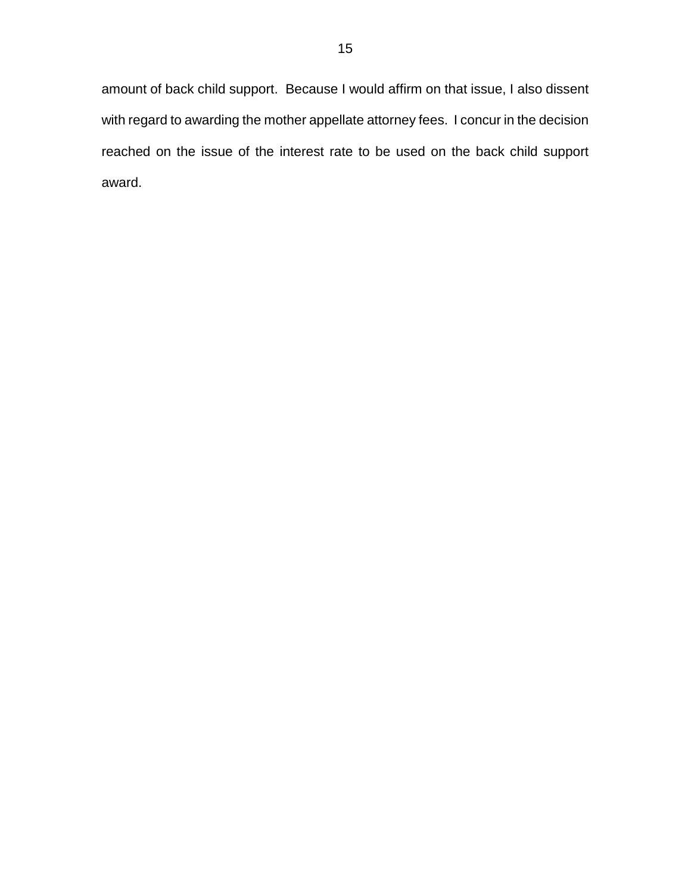amount of back child support. Because I would affirm on that issue, I also dissent with regard to awarding the mother appellate attorney fees. I concur in the decision reached on the issue of the interest rate to be used on the back child support award.